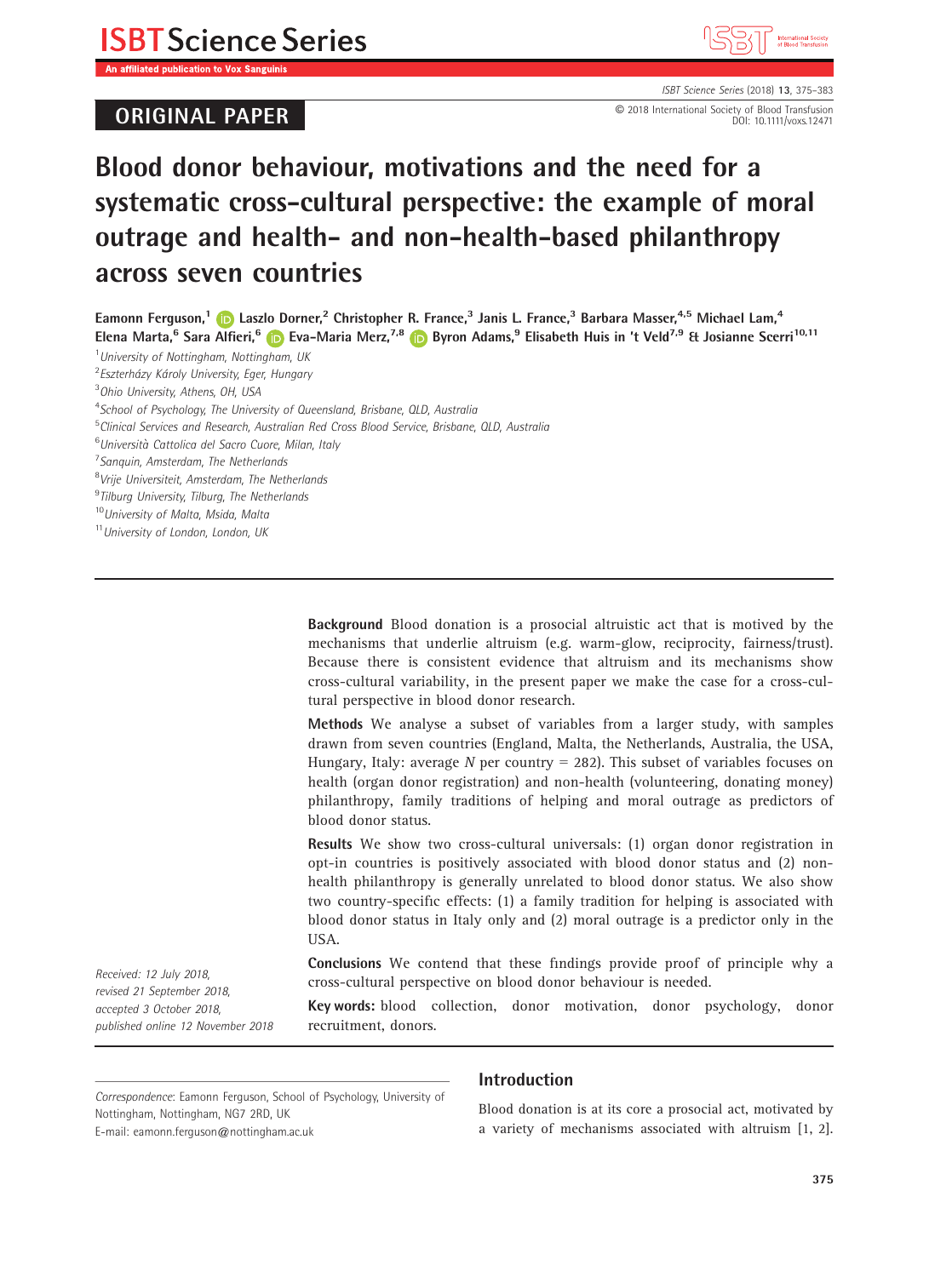ORIGINAL PAPER

# Blood donor behaviour, motivations and the need for a systematic cross-cultural perspective: the example of moral outrage and health- and non-health-based philanthropy across seven countries

Eamonn Ferguson,[1] Laszlo Dorner,[2] Christopher R. France,[3] Janis L. France,[3] Barbara Masser,[4,5] Michael Lam,[4] Elena Marta,[6] Sara Alfieri,[6] Eva-Maria Merz,[7,8] Byron Adams,[9] Elisabeth Huis in 't Veld[7,9] & Josianne Scerri[10,11]

[1] University of Nottingham, Nottingham, UK
[2] Eszterházy Károly University, Eger, Hungary
[3] Ohio University, Athens, OH, USA
[4] School of Psychology, The University of Queensland, Brisbane, QLD, Australia
[5] Clinical Services and Research, Australian Red Cross Blood Service, Brisbane, QLD, Australia
[6] Università Cattolica del Sacro Cuore, Milan, Italy
[7] Sanquin, Amsterdam, The Netherlands
[8] Vrije Universiteit, Amsterdam, The Netherlands
[9] Tilburg University, Tilburg, The Netherlands
[10] University of Malta, Msida, Malta
[11] University of London, London, UK

**Background** Blood donation is a prosocial altruistic act that is motived by the mechanisms that underlie altruism (e.g. warm-glow, reciprocity, fairness/trust). Because there is consistent evidence that altruism and its mechanisms show cross-cultural variability, in the present paper we make the case for a cross-cultural perspective in blood donor research.

**Methods** We analyse a subset of variables from a larger study, with samples drawn from seven countries (England, Malta, the Netherlands, Australia, the USA, Hungary, Italy: average *N* per country = 282). This subset of variables focuses on health (organ donor registration) and non-health (volunteering, donating money) philanthropy, family traditions of helping and moral outrage as predictors of blood donor status.

**Results** We show two cross-cultural universals: (1) organ donor registration in opt-in countries is positively associated with blood donor status and (2) non-health philanthropy is generally unrelated to blood donor status. We also show two country-specific effects: (1) a family tradition for helping is associated with blood donor status in Italy only and (2) moral outrage is a predictor only in the USA.

**Conclusions** We contend that these findings provide proof of principle why a cross-cultural perspective on blood donor behaviour is needed.

**Key words:** blood collection, donor motivation, donor psychology, donor recruitment, donors.

*Received: 12 July 2018, revised 21 September 2018, accepted 3 October 2018, published online 12 November 2018*

*Correspondence*: Eamonn Ferguson, School of Psychology, University of Nottingham, Nottingham, NG7 2RD, UK
E-mail: eamonn.ferguson@nottingham.ac.uk

## Introduction

Blood donation is at its core a prosocial act, motivated by a variety of mechanisms associated with altruism [1, 2].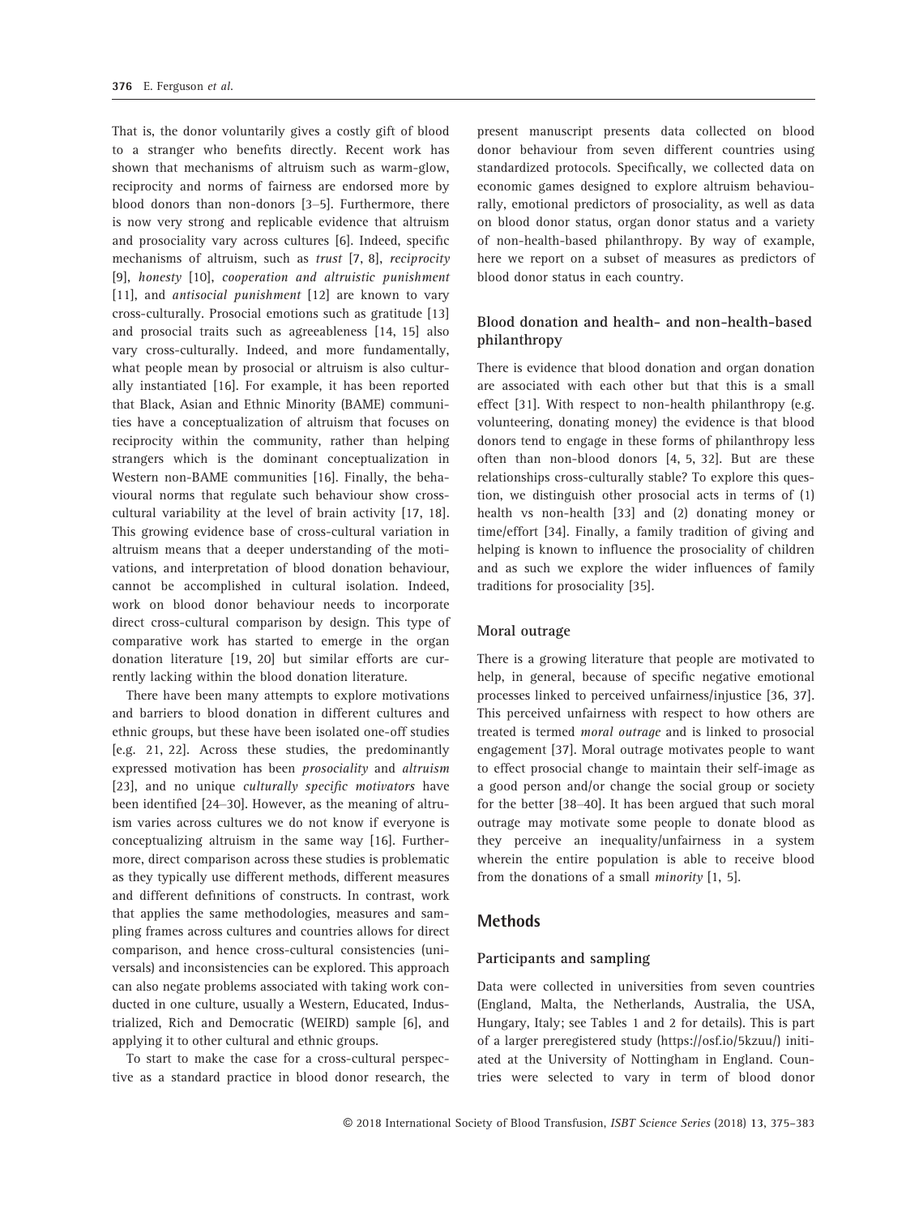That is, the donor voluntarily gives a costly gift of blood to a stranger who benefits directly. Recent work has shown that mechanisms of altruism such as warm-glow, reciprocity and norms of fairness are endorsed more by blood donors than non-donors [3–5]. Furthermore, there is now very strong and replicable evidence that altruism and prosociality vary across cultures [6]. Indeed, specific mechanisms of altruism, such as *trust* [7, 8], *reciprocity* [9], *honesty* [10], *cooperation and altruistic punishment* [11], and *antisocial punishment* [12] are known to vary cross-culturally. Prosocial emotions such as gratitude [13] and prosocial traits such as agreeableness [14, 15] also vary cross-culturally. Indeed, and more fundamentally, what people mean by prosocial or altruism is also culturally instantiated [16]. For example, it has been reported that Black, Asian and Ethnic Minority (BAME) communities have a conceptualization of altruism that focuses on reciprocity within the community, rather than helping strangers which is the dominant conceptualization in Western non-BAME communities [16]. Finally, the behavioural norms that regulate such behaviour show cross-cultural variability at the level of brain activity [17, 18]. This growing evidence base of cross-cultural variation in altruism means that a deeper understanding of the motivations, and interpretation of blood donation behaviour, cannot be accomplished in cultural isolation. Indeed, work on blood donor behaviour needs to incorporate direct cross-cultural comparison by design. This type of comparative work has started to emerge in the organ donation literature [19, 20] but similar efforts are currently lacking within the blood donation literature.

There have been many attempts to explore motivations and barriers to blood donation in different cultures and ethnic groups, but these have been isolated one-off studies [e.g. 21, 22]. Across these studies, the predominantly expressed motivation has been *prosociality* and *altruism* [23], and no unique *culturally specific motivators* have been identified [24–30]. However, as the meaning of altruism varies across cultures we do not know if everyone is conceptualizing altruism in the same way [16]. Furthermore, direct comparison across these studies is problematic as they typically use different methods, different measures and different definitions of constructs. In contrast, work that applies the same methodologies, measures and sampling frames across cultures and countries allows for direct comparison, and hence cross-cultural consistencies (universals) and inconsistencies can be explored. This approach can also negate problems associated with taking work conducted in one culture, usually a Western, Educated, Industrialized, Rich and Democratic (WEIRD) sample [6], and applying it to other cultural and ethnic groups.

To start to make the case for a cross-cultural perspective as a standard practice in blood donor research, the present manuscript presents data collected on blood donor behaviour from seven different countries using standardized protocols. Specifically, we collected data on economic games designed to explore altruism behaviourally, emotional predictors of prosociality, as well as data on blood donor status, organ donor status and a variety of non-health-based philanthropy. By way of example, here we report on a subset of measures as predictors of blood donor status in each country.

### Blood donation and health- and non-health-based philanthropy

There is evidence that blood donation and organ donation are associated with each other but that this is a small effect [31]. With respect to non-health philanthropy (e.g. volunteering, donating money) the evidence is that blood donors tend to engage in these forms of philanthropy less often than non-blood donors [4, 5, 32]. But are these relationships cross-culturally stable? To explore this question, we distinguish other prosocial acts in terms of (1) health vs non-health [33] and (2) donating money or time/effort [34]. Finally, a family tradition of giving and helping is known to influence the prosociality of children and as such we explore the wider influences of family traditions for prosociality [35].

### Moral outrage

There is a growing literature that people are motivated to help, in general, because of specific negative emotional processes linked to perceived unfairness/injustice [36, 37]. This perceived unfairness with respect to how others are treated is termed *moral outrage* and is linked to prosocial engagement [37]. Moral outrage motivates people to want to effect prosocial change to maintain their self-image as a good person and/or change the social group or society for the better [38–40]. It has been argued that such moral outrage may motivate some people to donate blood as they perceive an inequality/unfairness in a system wherein the entire population is able to receive blood from the donations of a small *minority* [1, 5].

## Methods

### Participants and sampling

Data were collected in universities from seven countries (England, Malta, the Netherlands, Australia, the USA, Hungary, Italy; see Tables 1 and 2 for details). This is part of a larger preregistered study (https://osf.io/5kzuu/) initiated at the University of Nottingham in England. Countries were selected to vary in term of blood donor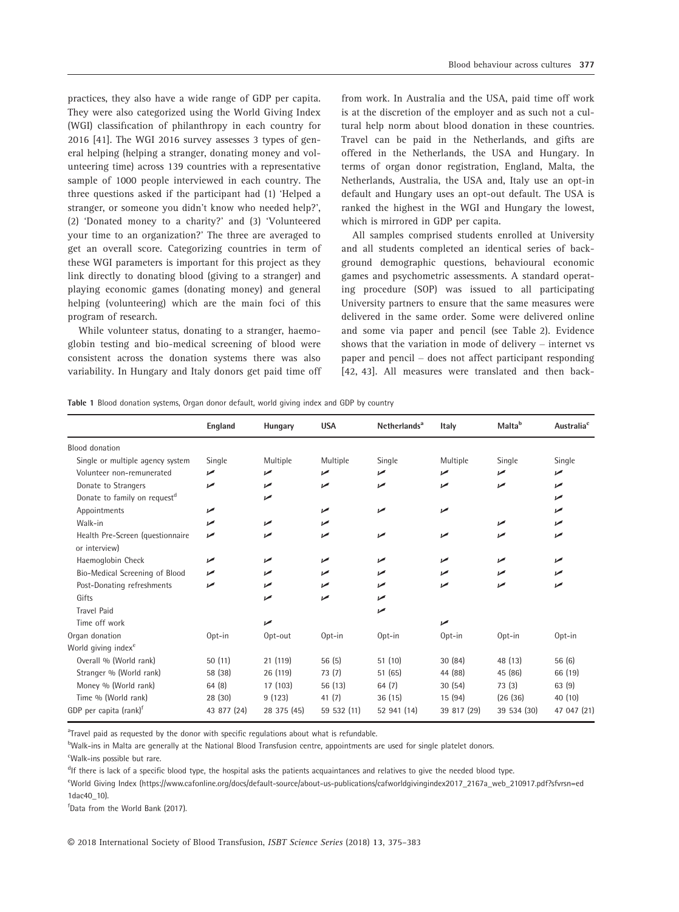practices, they also have a wide range of GDP per capita. They were also categorized using the World Giving Index (WGI) classification of philanthropy in each country for 2016 [41]. The WGI 2016 survey assesses 3 types of general helping (helping a stranger, donating money and volunteering time) across 139 countries with a representative sample of 1000 people interviewed in each country. The three questions asked if the participant had (1) 'Helped a stranger, or someone you didn't know who needed help?', (2) 'Donated money to a charity?' and (3) 'Volunteered your time to an organization?' The three are averaged to get an overall score. Categorizing countries in term of these WGI parameters is important for this project as they link directly to donating blood (giving to a stranger) and playing economic games (donating money) and general helping (volunteering) which are the main foci of this program of research.

While volunteer status, donating to a stranger, haemoglobin testing and bio-medical screening of blood were consistent across the donation systems there was also variability. In Hungary and Italy donors get paid time off from work. In Australia and the USA, paid time off work is at the discretion of the employer and as such not a cultural help norm about blood donation in these countries. Travel can be paid in the Netherlands, and gifts are offered in the Netherlands, the USA and Hungary. In terms of organ donor registration, England, Malta, the Netherlands, Australia, the USA and, Italy use an opt-in default and Hungary uses an opt-out default. The USA is ranked the highest in the WGI and Hungary the lowest, which is mirrored in GDP per capita.

All samples comprised students enrolled at University and all students completed an identical series of background demographic questions, behavioural economic games and psychometric assessments. A standard operating procedure (SOP) was issued to all participating University partners to ensure that the same measures were delivered in the same order. Some were delivered online and some via paper and pencil (see Table 2). Evidence shows that the variation in mode of delivery – internet vs paper and pencil – does not affect participant responding [42, 43]. All measures were translated and then back-

**Table 1** Blood donation systems, Organ donor default, world giving index and GDP by country

| | England | Hungary | USA | Netherlands[a] | Italy | Malta[b] | Australia[c] |
|---|---|---|---|---|---|---|---|
| Blood donation | | | | | | | |
| Single or multiple agency system | Single | Multiple | Multiple | Single | Multiple | Single | Single |
| Volunteer non-remunerated | ✓ | ✓ | ✓ | ✓ | ✓ | ✓ | ✓ |
| Donate to Strangers | ✓ | ✓ | ✓ | ✓ | ✓ | ✓ | ✓ |
| Donate to family on request[d] | | ✓ | | | | | ✓ |
| Appointments | ✓ | | ✓ | ✓ | ✓ | | ✓ |
| Walk-in | ✓ | ✓ | ✓ | | | ✓ | ✓ |
| Health Pre-Screen (questionnaire or interview) | ✓ | ✓ | ✓ | ✓ | ✓ | ✓ | ✓ |
| Haemoglobin Check | ✓ | ✓ | ✓ | ✓ | ✓ | ✓ | ✓ |
| Bio-Medical Screening of Blood | ✓ | ✓ | ✓ | ✓ | ✓ | ✓ | ✓ |
| Post-Donating refreshments | ✓ | ✓ | ✓ | ✓ | ✓ | ✓ | ✓ |
| Gifts | | ✓ | ✓ | ✓ | | | |
| Travel Paid | | | | ✓ | | | |
| Time off work | | ✓ | | | ✓ | | |
| Organ donation | Opt-in | Opt-out | Opt-in | Opt-in | Opt-in | Opt-in | Opt-in |
| World giving index[e] | | | | | | | |
| Overall % (World rank) | 50 (11) | 21 (119) | 56 (5) | 51 (10) | 30 (84) | 48 (13) | 56 (6) |
| Stranger % (World rank) | 58 (38) | 26 (119) | 73 (7) | 51 (65) | 44 (88) | 45 (86) | 66 (19) |
| Money % (World rank) | 64 (8) | 17 (103) | 56 (13) | 64 (7) | 30 (54) | 73 (3) | 63 (9) |
| Time % (World rank) | 28 (30) | 9 (123) | 41 (7) | 36 (15) | 15 (94) | (26 (36) | 40 (10) |
| GDP per capita (rank)[f] | 43 877 (24) | 28 375 (45) | 59 532 (11) | 52 941 (14) | 39 817 (29) | 39 534 (30) | 47 047 (21) |

[a]Travel paid as requested by the donor with specific regulations about what is refundable.

[b]Walk-ins in Malta are generally at the National Blood Transfusion centre, appointments are used for single platelet donors.

[c]Walk-ins possible but rare.

[d]If there is lack of a specific blood type, the hospital asks the patients acquaintances and relatives to give the needed blood type.

[e]World Giving Index (https://www.cafonline.org/docs/default-source/about-us-publications/cafworldgivingindex2017_2167a_web_210917.pdf?sfvrsn=ed1dac40_10).

[f]Data from the World Bank (2017).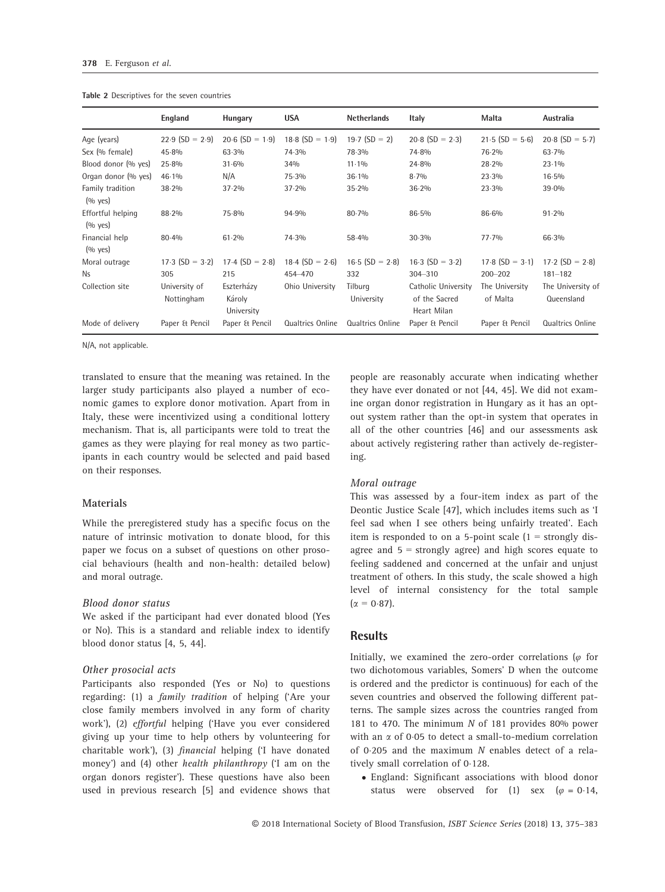**Table 2** Descriptives for the seven countries

| | England | Hungary | USA | Netherlands | Italy | Malta | Australia |
|---|---|---|---|---|---|---|---|
| Age (years) | 22·9 (SD = 2·9) | 20·6 (SD = 1·9) | 18·8 (SD = 1·9) | 19·7 (SD = 2) | 20·8 (SD = 2·3) | 21·5 (SD = 5·6) | 20·8 (SD = 5·7) |
| Sex (% female) | 45·8% | 63·3% | 74·3% | 78·3% | 74·8% | 76·2% | 63·7% |
| Blood donor (% yes) | 25·8% | 31·6% | 34% | 11·1% | 24·8% | 28·2% | 23·1% |
| Organ donor (% yes) | 46·1% | N/A | 75·3% | 36·1% | 8·7% | 23·3% | 16·5% |
| Family tradition (% yes) | 38·2% | 37·2% | 37·2% | 35·2% | 36·2% | 23·3% | 39·0% |
| Effortful helping (% yes) | 88·2% | 75·8% | 94·9% | 80·7% | 86·5% | 86·6% | 91·2% |
| Financial help (% yes) | 80·4% | 61·2% | 74·3% | 58·4% | 30·3% | 77·7% | 66·3% |
| Moral outrage | 17·3 (SD = 3·2) | 17·4 (SD = 2·8) | 18·4 (SD = 2·6) | 16·5 (SD = 2·8) | 16·3 (SD = 3·2) | 17·8 (SD = 3·1) | 17·2 (SD = 2·8) |
| Ns | 305 | 215 | 454–470 | 332 | 304–310 | 200–202 | 181–182 |
| Collection site | University of Nottingham | Eszterházy Károly University | Ohio University | Tilburg University | Catholic University of the Sacred Heart Milan | The University of Malta | The University of Queensland |
| Mode of delivery | Paper & Pencil | Paper & Pencil | Qualtrics Online | Qualtrics Online | Paper & Pencil | Paper & Pencil | Qualtrics Online |

N/A, not applicable.

translated to ensure that the meaning was retained. In the larger study participants also played a number of economic games to explore donor motivation. Apart from in Italy, these were incentivized using a conditional lottery mechanism. That is, all participants were told to treat the games as they were playing for real money as two participants in each country would be selected and paid based on their responses.

## Materials

While the preregistered study has a specific focus on the nature of intrinsic motivation to donate blood, for this paper we focus on a subset of questions on other prosocial behaviours (health and non-health: detailed below) and moral outrage.

### *Blood donor status*

We asked if the participant had ever donated blood (Yes or No). This is a standard and reliable index to identify blood donor status [4, 5, 44].

### *Other prosocial acts*

Participants also responded (Yes or No) to questions regarding: (1) a *family tradition* of helping ('Are your close family members involved in any form of charity work'), (2) *effortful* helping ('Have you ever considered giving up your time to help others by volunteering for charitable work'), (3) *financial* helping ('I have donated money') and (4) other *health philanthropy* ('I am on the organ donors register'). These questions have also been used in previous research [5] and evidence shows that people are reasonably accurate when indicating whether they have ever donated or not [44, 45]. We did not examine organ donor registration in Hungary as it has an opt-out system rather than the opt-in system that operates in all of the other countries [46] and our assessments ask about actively registering rather than actively de-registering.

### *Moral outrage*

This was assessed by a four-item index as part of the Deontic Justice Scale [47], which includes items such as 'I feel sad when I see others being unfairly treated'. Each item is responded to on a 5-point scale (1 = strongly disagree and 5 = strongly agree) and high scores equate to feeling saddened and concerned at the unfair and unjust treatment of others. In this study, the scale showed a high level of internal consistency for the total sample ($\alpha = 0{\cdot}87$).

## Results

Initially, we examined the zero-order correlations ($\varphi$ for two dichotomous variables, Somers' D when the outcome is ordered and the predictor is continuous) for each of the seven countries and observed the following different patterns. The sample sizes across the countries ranged from 181 to 470. The minimum $N$ of 181 provides 80% power with an $\alpha$ of 0·05 to detect a small-to-medium correlation of 0·205 and the maximum $N$ enables detect of a relatively small correlation of 0·128.

- England: Significant associations with blood donor status were observed for (1) sex ($\varphi = 0{\cdot}14$,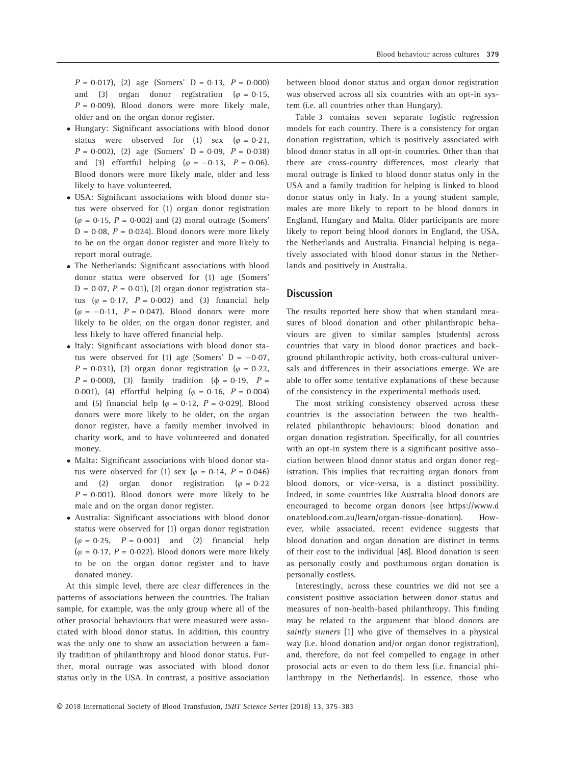$P = 0{\cdot}017$), (2) age (Somers' $D = 0{\cdot}13$, $P = 0{\cdot}000$) and (3) organ donor registration ($\varphi = 0{\cdot}15$, $P = 0{\cdot}009$). Blood donors were more likely male, older and on the organ donor register.

- Hungary: Significant associations with blood donor status were observed for (1) sex ($\varphi = 0{\cdot}21$, $P = 0{\cdot}002$), (2) age (Somers' $D = 0{\cdot}09$, $P = 0{\cdot}038$) and (3) effortful helping ($\varphi = -0{\cdot}13$, $P = 0{\cdot}06$). Blood donors were more likely male, older and less likely to have volunteered.
- USA: Significant associations with blood donor status were observed for (1) organ donor registration ($\varphi = 0{\cdot}15$, $P = 0{\cdot}002$) and (2) moral outrage (Somers' $D = 0{\cdot}08$, $P = 0{\cdot}024$). Blood donors were more likely to be on the organ donor register and more likely to report moral outrage.
- The Netherlands: Significant associations with blood donor status were observed for (1) age (Somers' $D = 0{\cdot}07$, $P = 0{\cdot}01$), (2) organ donor registration status ($\varphi = 0{\cdot}17$, $P = 0{\cdot}002$) and (3) financial help ($\varphi = -0{\cdot}11$, $P = 0{\cdot}047$). Blood donors were more likely to be older, on the organ donor register, and less likely to have offered financial help.
- Italy: Significant associations with blood donor status were observed for (1) age (Somers' $D = -0{\cdot}07$, $P = 0{\cdot}031$), (2) organ donor registration ($\varphi = 0{\cdot}22$, $P = 0{\cdot}000$), (3) family tradition ($\phi = 0{\cdot}19$, $P = 0{\cdot}001$), (4) effortful helping ($\varphi = 0{\cdot}16$, $P = 0{\cdot}004$) and (5) financial help ($\varphi = 0{\cdot}12$, $P = 0{\cdot}029$). Blood donors were more likely to be older, on the organ donor register, have a family member involved in charity work, and to have volunteered and donated money.
- Malta: Significant associations with blood donor status were observed for (1) sex ($\varphi = 0{\cdot}14$, $P = 0{\cdot}046$) and (2) organ donor registration ($\varphi = 0{\cdot}22$ $P = 0{\cdot}001$). Blood donors were more likely to be male and on the organ donor register.
- Australia: Significant associations with blood donor status were observed for (1) organ donor registration ($\varphi = 0{\cdot}25$, $P = 0{\cdot}001$) and (2) financial help ($\varphi = 0{\cdot}17$, $P = 0{\cdot}022$). Blood donors were more likely to be on the organ donor register and to have donated money.

At this simple level, there are clear differences in the patterns of associations between the countries. The Italian sample, for example, was the only group where all of the other prosocial behaviours that were measured were associated with blood donor status. In addition, this country was the only one to show an association between a family tradition of philanthropy and blood donor status. Further, moral outrage was associated with blood donor status only in the USA. In contrast, a positive association between blood donor status and organ donor registration was observed across all six countries with an opt-in system (i.e. all countries other than Hungary).

Table 3 contains seven separate logistic regression models for each country. There is a consistency for organ donation registration, which is positively associated with blood donor status in all opt-in countries. Other than that there are cross-country differences, most clearly that moral outrage is linked to blood donor status only in the USA and a family tradition for helping is linked to blood donor status only in Italy. In a young student sample, males are more likely to report to be blood donors in England, Hungary and Malta. Older participants are more likely to report being blood donors in England, the USA, the Netherlands and Australia. Financial helping is negatively associated with blood donor status in the Netherlands and positively in Australia.

## Discussion

The results reported here show that when standard measures of blood donation and other philanthropic behaviours are given to similar samples (students) across countries that vary in blood donor practices and background philanthropic activity, both cross-cultural universals and differences in their associations emerge. We are able to offer some tentative explanations of these because of the consistency in the experimental methods used.

The most striking consistency observed across these countries is the association between the two health-related philanthropic behaviours: blood donation and organ donation registration. Specifically, for all countries with an opt-in system there is a significant positive association between blood donor status and organ donor registration. This implies that recruiting organ donors from blood donors, or vice-versa, is a distinct possibility. Indeed, in some countries like Australia blood donors are encouraged to become organ donors (see https://www.donateblood.com.au/learn/organ-tissue-donation). However, while associated, recent evidence suggests that blood donation and organ donation are distinct in terms of their cost to the individual [48]. Blood donation is seen as personally costly and posthumous organ donation is personally costless.

Interestingly, across these countries we did not see a consistent positive association between donor status and measures of non-health-based philanthropy. This finding may be related to the argument that blood donors are *saintly sinners* [1] who give of themselves in a physical way (i.e. blood donation and/or organ donor registration), and, therefore, do not feel compelled to engage in other prosocial acts or even to do them less (i.e. financial philanthropy in the Netherlands). In essence, those who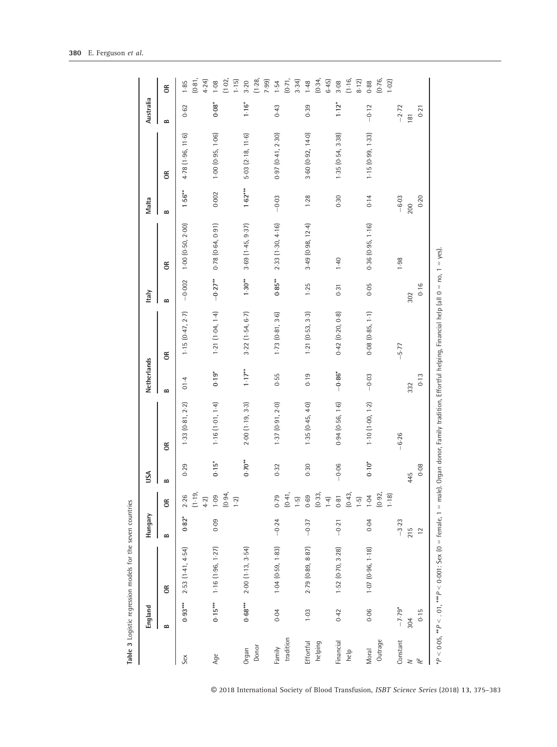**Table 3** Logistic regression models for the seven countries

| | England | | Hungary | | USA | | Netherlands | | Italy | | Malta | | Australia | |
|---|---|---|---|---|---|---|---|---|---|---|---|---|---|---|
| | B | OR | B | OR | B | OR | B | OR | B | OR | B | OR | B | OR |
| Sex | 0·93*** | 2·53 (1·41, 4·54) | 0·82* | 2·26 (1·19, 4·2) | 0·29 | 1·33 (0·81, 2·2) | 01·4 | 1·15 (0·47, 2·7) | −0·002 | 1·00 (0·50, 2·00) | 1·56** | 4·78 (1·96, 11·6) | 0·62 | 1·85 (0·81, 4·24) |
| Age | 0·15*** | 1·16 (1·96, 1·27) | 0·09 | 1·09 (0·94, 1·2) | 0·15* | 1·16 (1·01, 1·4) | 0·19* | 1·21 (1·04, 1·4) | −0·27** | 0·78 (0·64, 0·91) | 0·002 | 1·00 (0·95, 1·06) | 0·08* | 1·08 (1·02, 1·15) |
| Organ Donor | 0·68*** | 2·00 (1·13, 3·54) | | | 0·70** | 2·00 (1·19, 3·3) | 1·17** | 3·22 (1·54, 6·7) | 1·30** | 3·69 (1·45, 9·37) | 1·62*** | 5·03 (2·18, 11·6) | 1·16* | 3·20 (1·28, 7·99) |
| Family tradition | 0·04 | 1·04 (0·59, 1·83) | −0·24 | 0·79 (0·41, 1·5) | 0·32 | 1·37 (0·91, 2·0) | 0·55 | 1·73 (0·81, 3·6) | 0·85** | 2·33 (1·30, 4·16) | −0·03 | 0·97 (0·41, 2·30) | 0·43 | 1·54 (0·71, 3·34) |
| Effortful helping | 1·03 | 2·79 (0·89, 8·87) | −0·37 | 0·69 (0·33, 1·4) | 0·30 | 1·35 (0·45, 4·0) | 0·19 | 1·21 (0·53, 3·3) | 1·25 | 3·49 (0·98, 12·4) | 1·28 | 3·60 (0·92, 14·0) | 0·39 | 1·48 (0·34, 6·45) |
| Financial help | 0·42 | 1·52 (0·70, 3·28) | −0·21 | 0·81 (0·43, 1·5) | −0·06 | 0·94 (0·56, 1·6) | −0·86* | 0·42 (0·20, 0·8) | 0·31 | 1·40 | 0·30 | 1·35 (0·54, 3·38) | 1·12* | 3·08 (1·16, 8·12) |
| Moral Outrage | 0·06 | 1·07 (0·96, 1·18) | 0·04 | 1·04 (0·92, 1·18) | 0·10* | 1·10 (1·00, 1·2) | −0·03 | 0·08 (0·85, 1·1) | 0·05 | 0·36 (0·95, 1·16) | 0·14 | 1·15 (0·99, 1·33) | −0·12 | 0·88 (0·76, 1·02) |
| Constant | −7·79* | | −3·23 | | | −6·26 | | −5·77 | | 1·98 | −6·03 | | −2·72 | |
| $N$ | 304 | | 215 | | 445 | | 332 | | 302 | | 200 | | 181 | |
| $R^2$ | 0·15 | | 12 | | 0·08 | | 0·13 | | 0·16 | | 0·20 | | 0·21 | |

*$P < 0·05$, **$P < .01$, ***$P < 0·001$: Sex (0 = female, 1 = male), Organ donor, Family tradition, Effortful helping, Financial help (all 0 = no, 1 = yes).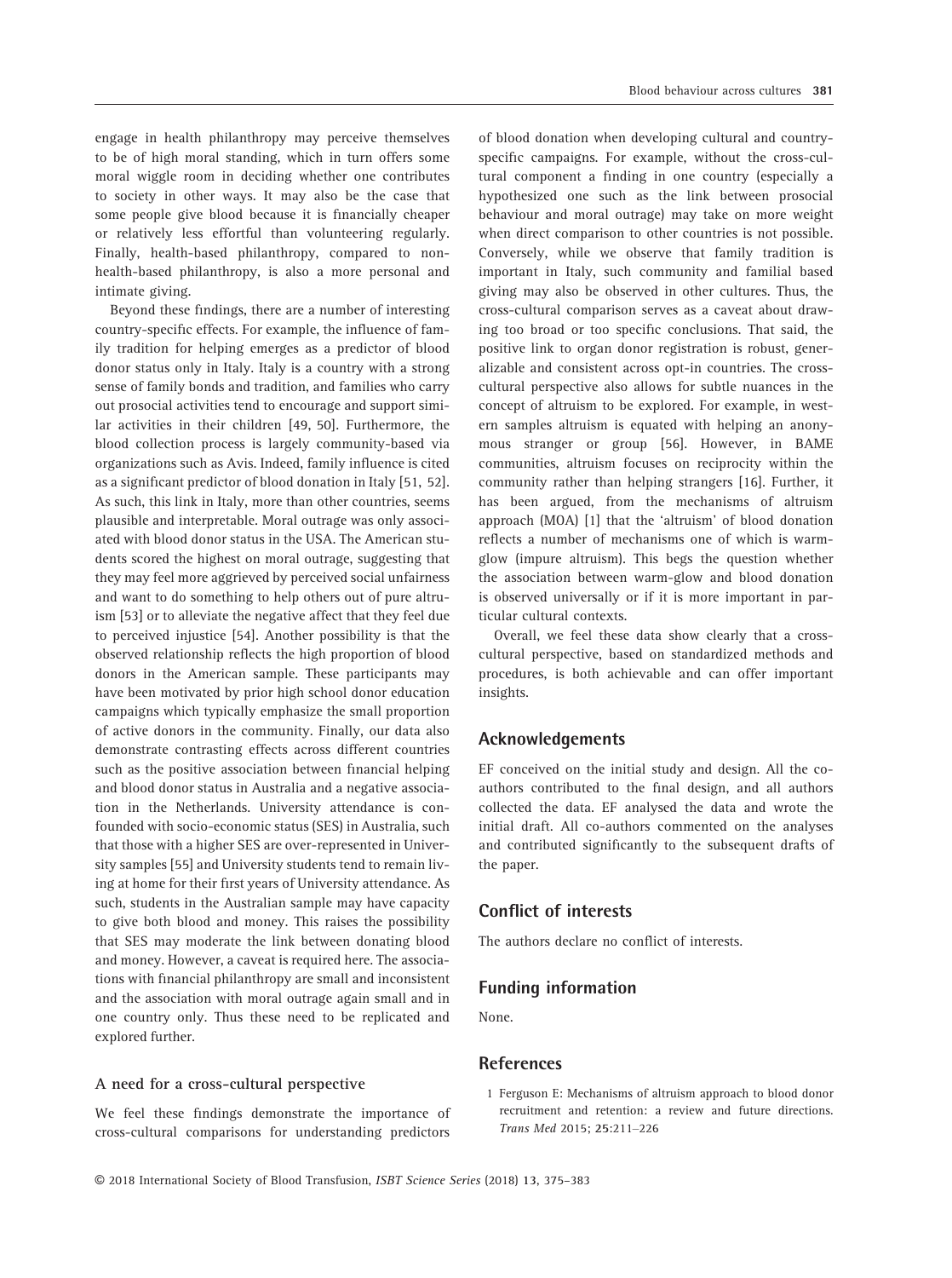engage in health philanthropy may perceive themselves to be of high moral standing, which in turn offers some moral wiggle room in deciding whether one contributes to society in other ways. It may also be the case that some people give blood because it is financially cheaper or relatively less effortful than volunteering regularly. Finally, health-based philanthropy, compared to non-health-based philanthropy, is also a more personal and intimate giving.

Beyond these findings, there are a number of interesting country-specific effects. For example, the influence of family tradition for helping emerges as a predictor of blood donor status only in Italy. Italy is a country with a strong sense of family bonds and tradition, and families who carry out prosocial activities tend to encourage and support similar activities in their children [49, 50]. Furthermore, the blood collection process is largely community-based via organizations such as Avis. Indeed, family influence is cited as a significant predictor of blood donation in Italy [51, 52]. As such, this link in Italy, more than other countries, seems plausible and interpretable. Moral outrage was only associated with blood donor status in the USA. The American students scored the highest on moral outrage, suggesting that they may feel more aggrieved by perceived social unfairness and want to do something to help others out of pure altruism [53] or to alleviate the negative affect that they feel due to perceived injustice [54]. Another possibility is that the observed relationship reflects the high proportion of blood donors in the American sample. These participants may have been motivated by prior high school donor education campaigns which typically emphasize the small proportion of active donors in the community. Finally, our data also demonstrate contrasting effects across different countries such as the positive association between financial helping and blood donor status in Australia and a negative association in the Netherlands. University attendance is confounded with socio-economic status (SES) in Australia, such that those with a higher SES are over-represented in University samples [55] and University students tend to remain living at home for their first years of University attendance. As such, students in the Australian sample may have capacity to give both blood and money. This raises the possibility that SES may moderate the link between donating blood and money. However, a caveat is required here. The associations with financial philanthropy are small and inconsistent and the association with moral outrage again small and in one country only. Thus these need to be replicated and explored further.

### A need for a cross-cultural perspective

We feel these findings demonstrate the importance of cross-cultural comparisons for understanding predictors of blood donation when developing cultural and country-specific campaigns. For example, without the cross-cultural component a finding in one country (especially a hypothesized one such as the link between prosocial behaviour and moral outrage) may take on more weight when direct comparison to other countries is not possible. Conversely, while we observe that family tradition is important in Italy, such community and familial based giving may also be observed in other cultures. Thus, the cross-cultural comparison serves as a caveat about drawing too broad or too specific conclusions. That said, the positive link to organ donor registration is robust, generalizable and consistent across opt-in countries. The cross-cultural perspective also allows for subtle nuances in the concept of altruism to be explored. For example, in western samples altruism is equated with helping an anonymous stranger or group [56]. However, in BAME communities, altruism focuses on reciprocity within the community rather than helping strangers [16]. Further, it has been argued, from the mechanisms of altruism approach (MOA) [1] that the 'altruism' of blood donation reflects a number of mechanisms one of which is warm-glow (impure altruism). This begs the question whether the association between warm-glow and blood donation is observed universally or if it is more important in particular cultural contexts.

Overall, we feel these data show clearly that a cross-cultural perspective, based on standardized methods and procedures, is both achievable and can offer important insights.

## Acknowledgements

EF conceived on the initial study and design. All the co-authors contributed to the final design, and all authors collected the data. EF analysed the data and wrote the initial draft. All co-authors commented on the analyses and contributed significantly to the subsequent drafts of the paper.

## Conflict of interests

The authors declare no conflict of interests.

## Funding information

None.

## References

1 Ferguson E: Mechanisms of altruism approach to blood donor recruitment and retention: a review and future directions. *Trans Med* 2015; **25**:211–226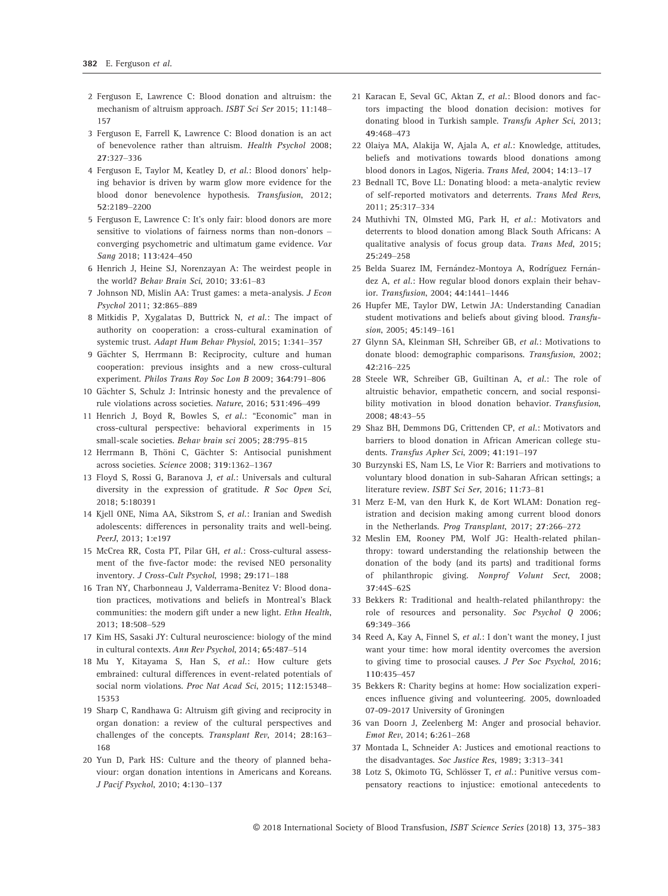2 Ferguson E, Lawrence C: Blood donation and altruism: the mechanism of altruism approach. *ISBT Sci Ser* 2015; **11**:148–157

3 Ferguson E, Farrell K, Lawrence C: Blood donation is an act of benevolence rather than altruism. *Health Psychol* 2008; **27**:327–336

4 Ferguson E, Taylor M, Keatley D, *et al.*: Blood donors' helping behavior is driven by warm glow more evidence for the blood donor benevolence hypothesis. *Transfusion*, 2012; **52**:2189–2200

5 Ferguson E, Lawrence C: It's only fair: blood donors are more sensitive to violations of fairness norms than non-donors – converging psychometric and ultimatum game evidence. *Vox Sang* 2018; **113**:424–450

6 Henrich J, Heine SJ, Norenzayan A: The weirdest people in the world? *Behav Brain Sci*, 2010; **33**:61–83

7 Johnson ND, Mislin AA: Trust games: a meta-analysis. *J Econ Psychol* 2011; **32**:865–889

8 Mitkidis P, Xygalatas D, Buttrick N, *et al.*: The impact of authority on cooperation: a cross-cultural examination of systemic trust. *Adapt Hum Behav Physiol*, 2015; **1**:341–357

9 Gächter S, Herrmann B: Reciprocity, culture and human cooperation: previous insights and a new cross-cultural experiment. *Philos Trans Roy Soc Lon B* 2009; **364**:791–806

10 Gächter S, Schulz J: Intrinsic honesty and the prevalence of rule violations across societies. *Nature*, 2016; **531**:496–499

11 Henrich J, Boyd R, Bowles S, *et al.*: "Economic" man in cross-cultural perspective: behavioral experiments in 15 small-scale societies. *Behav brain sci* 2005; **28**:795–815

12 Herrmann B, Thöni C, Gächter S: Antisocial punishment across societies. *Science* 2008; **319**:1362–1367

13 Floyd S, Rossi G, Baranova J, *et al.*: Universals and cultural diversity in the expression of gratitude. *R Soc Open Sci*, 2018; **5**:180391

14 Kjell ONE, Nima AA, Sikstrom S, *et al.*: Iranian and Swedish adolescents: differences in personality traits and well-being. *PeerJ*, 2013; **1**:e197

15 McCrea RR, Costa PT, Pilar GH, *et al.*: Cross-cultural assessment of the five-factor mode: the revised NEO personality inventory. *J Cross-Cult Psychol*, 1998; **29**:171–188

16 Tran NY, Charbonneau J, Valderrama-Benitez V: Blood donation practices, motivations and beliefs in Montreal's Black communities: the modern gift under a new light. *Ethn Health*, 2013; **18**:508–529

17 Kim HS, Sasaki JY: Cultural neuroscience: biology of the mind in cultural contexts. *Ann Rev Psychol*, 2014; **65**:487–514

18 Mu Y, Kitayama S, Han S, *et al.*: How culture gets embrained: cultural differences in event-related potentials of social norm violations. *Proc Nat Acad Sci*, 2015; **112**:15348–15353

19 Sharp C, Randhawa G: Altruism gift giving and reciprocity in organ donation: a review of the cultural perspectives and challenges of the concepts. *Transplant Rev*, 2014; **28**:163–168

20 Yun D, Park HS: Culture and the theory of planned behaviour: organ donation intentions in Americans and Koreans. *J Pacif Psychol*, 2010; **4**:130–137

21 Karacan E, Seval GC, Aktan Z, *et al.*: Blood donors and factors impacting the blood donation decision: motives for donating blood in Turkish sample. *Transfu Apher Sci*, 2013; **49**:468–473

22 Olaiya MA, Alakija W, Ajala A, *et al.*: Knowledge, attitudes, beliefs and motivations towards blood donations among blood donors in Lagos, Nigeria. *Trans Med*, 2004; **14**:13–17

23 Bednall TC, Bove LL: Donating blood: a meta-analytic review of self-reported motivators and deterrents. *Trans Med Revs*, 2011; **25**:317–334

24 Muthivhi TN, Olmsted MG, Park H, *et al.*: Motivators and deterrents to blood donation among Black South Africans: A qualitative analysis of focus group data. *Trans Med*, 2015; **25**:249–258

25 Belda Suarez IM, Fernández-Montoya A, Rodríguez Fernández A, *et al.*: How regular blood donors explain their behavior. *Transfusion*, 2004; **44**:1441–1446

26 Hupfer ME, Taylor DW, Letwin JA: Understanding Canadian student motivations and beliefs about giving blood. *Transfusion*, 2005; **45**:149–161

27 Glynn SA, Kleinman SH, Schreiber GB, *et al.*: Motivations to donate blood: demographic comparisons. *Transfusion*, 2002; **42**:216–225

28 Steele WR, Schreiber GB, Guiltinan A, *et al.*: The role of altruistic behavior, empathetic concern, and social responsibility motivation in blood donation behavior. *Transfusion*, 2008; **48**:43–55

29 Shaz BH, Demmons DG, Crittenden CP, *et al.*: Motivators and barriers to blood donation in African American college students. *Transfus Apher Sci*, 2009; **41**:191–197

30 Burzynski ES, Nam LS, Le Vior R: Barriers and motivations to voluntary blood donation in sub-Saharan African settings; a literature review. *ISBT Sci Ser*, 2016; **11**:73–81

31 Merz E-M, van den Hurk K, de Kort WLAM: Donation registration and decision making among current blood donors in the Netherlands. *Prog Transplant*, 2017; **27**:266–272

32 Meslin EM, Rooney PM, Wolf JG: Health-related philanthropy: toward understanding the relationship between the donation of the body (and its parts) and traditional forms of philanthropic giving. *Nonprof Volunt Sect*, 2008; **37**:44S–62S

33 Bekkers R: Traditional and health-related philanthropy: the role of resources and personality. *Soc Psychol Q* 2006; **69**:349–366

34 Reed A, Kay A, Finnel S, *et al.*: I don't want the money, I just want your time: how moral identity overcomes the aversion to giving time to prosocial causes. *J Per Soc Psychol*, 2016; **110**:435–457

35 Bekkers R: Charity begins at home: How socialization experiences influence giving and volunteering. 2005, downloaded 07-09-2017 University of Groningen

36 van Doorn J, Zeelenberg M: Anger and prosocial behavior. *Emot Rev*, 2014; **6**:261–268

37 Montada L, Schneider A: Justices and emotional reactions to the disadvantages. *Soc Justice Res*, 1989; **3**:313–341

38 Lotz S, Okimoto TG, Schlösser T, *et al.*: Punitive versus compensatory reactions to injustice: emotional antecedents to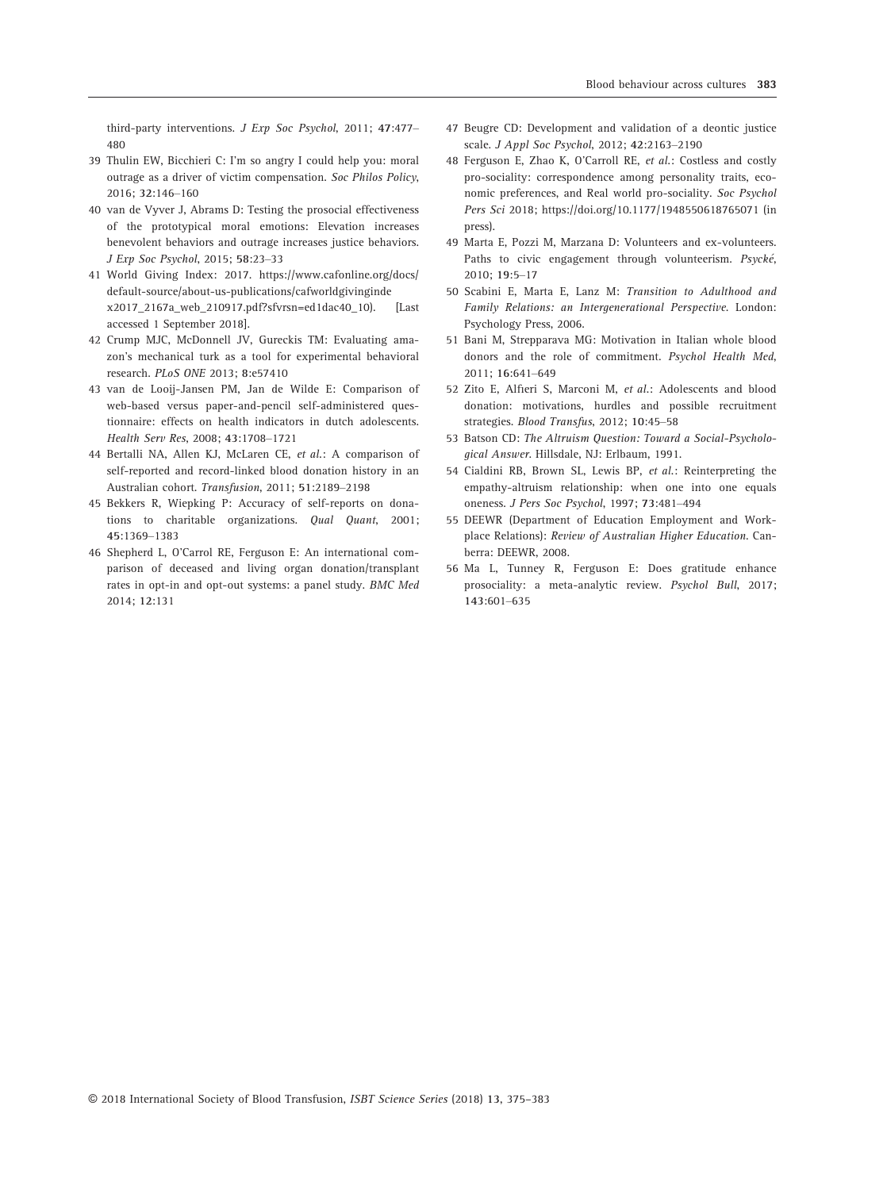third-party interventions. *J Exp Soc Psychol*, 2011; **47**:477–480

39 Thulin EW, Bicchieri C: I'm so angry I could help you: moral outrage as a driver of victim compensation. *Soc Philos Policy*, 2016; **32**:146–160

40 van de Vyver J, Abrams D: Testing the prosocial effectiveness of the prototypical moral emotions: Elevation increases benevolent behaviors and outrage increases justice behaviors. *J Exp Soc Psychol*, 2015; **58**:23–33

41 World Giving Index: 2017. https://www.cafonline.org/docs/default-source/about-us-publications/cafworldgivingindex2017_2167a_web_210917.pdf?sfvrsn=ed1dac40_10). [Last accessed 1 September 2018].

42 Crump MJC, McDonnell JV, Gureckis TM: Evaluating amazon's mechanical turk as a tool for experimental behavioral research. *PLoS ONE* 2013; **8**:e57410

43 van de Looij-Jansen PM, Jan de Wilde E: Comparison of web-based versus paper-and-pencil self-administered questionnaire: effects on health indicators in dutch adolescents. *Health Serv Res*, 2008; **43**:1708–1721

44 Bertalli NA, Allen KJ, McLaren CE, *et al.*: A comparison of self-reported and record-linked blood donation history in an Australian cohort. *Transfusion*, 2011; **51**:2189–2198

45 Bekkers R, Wiepking P: Accuracy of self-reports on donations to charitable organizations. *Qual Quant*, 2001; **45**:1369–1383

46 Shepherd L, O'Carrol RE, Ferguson E: An international comparison of deceased and living organ donation/transplant rates in opt-in and opt-out systems: a panel study. *BMC Med* 2014; **12**:131

47 Beugre CD: Development and validation of a deontic justice scale. *J Appl Soc Psychol*, 2012; **42**:2163–2190

48 Ferguson E, Zhao K, O'Carroll RE, *et al.*: Costless and costly pro-sociality: correspondence among personality traits, economic preferences, and Real world pro-sociality. *Soc Psychol Pers Sci* 2018; https://doi.org/10.1177/1948550618765071 (in press).

49 Marta E, Pozzi M, Marzana D: Volunteers and ex-volunteers. Paths to civic engagement through volunteerism. *Psycké*, 2010; **19**:5–17

50 Scabini E, Marta E, Lanz M: *Transition to Adulthood and Family Relations: an Intergenerational Perspective*. London: Psychology Press, 2006.

51 Bani M, Strepparava MG: Motivation in Italian whole blood donors and the role of commitment. *Psychol Health Med*, 2011; **16**:641–649

52 Zito E, Alfieri S, Marconi M, *et al.*: Adolescents and blood donation: motivations, hurdles and possible recruitment strategies. *Blood Transfus*, 2012; **10**:45–58

53 Batson CD: *The Altruism Question: Toward a Social-Psychological Answer*. Hillsdale, NJ: Erlbaum, 1991.

54 Cialdini RB, Brown SL, Lewis BP, *et al.*: Reinterpreting the empathy-altruism relationship: when one into one equals oneness. *J Pers Soc Psychol*, 1997; **73**:481–494

55 DEEWR (Department of Education Employment and Workplace Relations): *Review of Australian Higher Education*. Canberra: DEEWR, 2008.

56 Ma L, Tunney R, Ferguson E: Does gratitude enhance prosociality: a meta-analytic review. *Psychol Bull*, 2017; **143**:601–635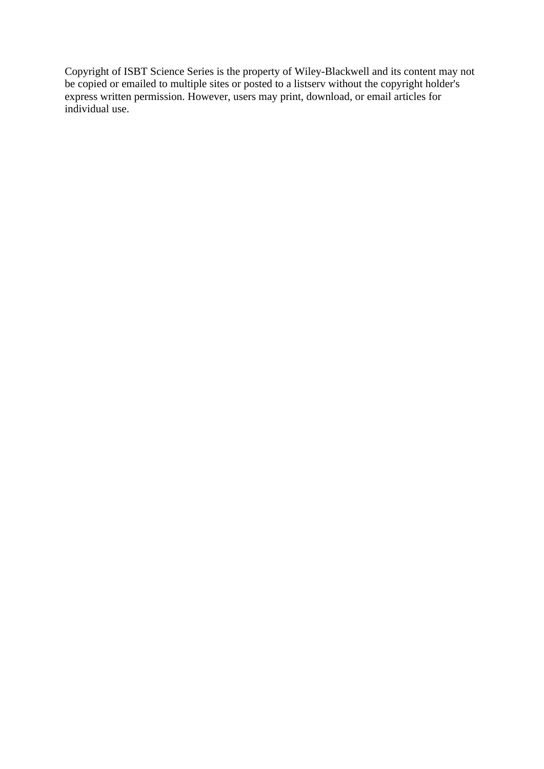Copyright of ISBT Science Series is the property of Wiley-Blackwell and its content may not be copied or emailed to multiple sites or posted to a listserv without the copyright holder's express written permission. However, users may print, download, or email articles for individual use.